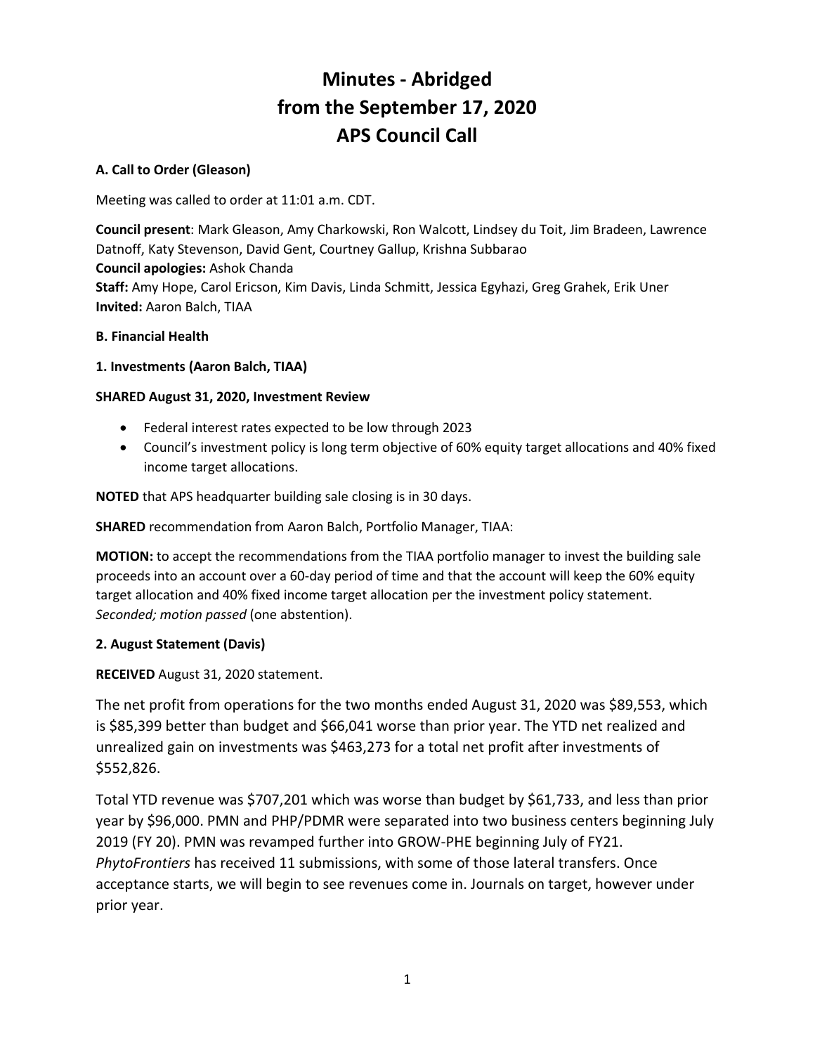# Minutes - Abridged
# from the September 17, 2020
# APS Council Call

**A. Call to Order (Gleason)**

Meeting was called to order at 11:01 a.m. CDT.

**Council present**: Mark Gleason, Amy Charkowski, Ron Walcott, Lindsey du Toit, Jim Bradeen, Lawrence Datnoff, Katy Stevenson, David Gent, Courtney Gallup, Krishna Subbarao
**Council apologies:** Ashok Chanda
**Staff:** Amy Hope, Carol Ericson, Kim Davis, Linda Schmitt, Jessica Egyhazi, Greg Grahek, Erik Uner
**Invited:** Aaron Balch, TIAA

**B. Financial Health**

**1. Investments (Aaron Balch, TIAA)**

**SHARED August 31, 2020, Investment Review**

- Federal interest rates expected to be low through 2023
- Council's investment policy is long term objective of 60% equity target allocations and 40% fixed income target allocations.

**NOTED** that APS headquarter building sale closing is in 30 days.

**SHARED** recommendation from Aaron Balch, Portfolio Manager, TIAA:

**MOTION:** to accept the recommendations from the TIAA portfolio manager to invest the building sale proceeds into an account over a 60-day period of time and that the account will keep the 60% equity target allocation and 40% fixed income target allocation per the investment policy statement. *Seconded; motion passed* (one abstention).

**2. August Statement (Davis)**

**RECEIVED** August 31, 2020 statement.

The net profit from operations for the two months ended August 31, 2020 was $89,553, which is $85,399 better than budget and $66,041 worse than prior year. The YTD net realized and unrealized gain on investments was $463,273 for a total net profit after investments of $552,826.

Total YTD revenue was $707,201 which was worse than budget by $61,733, and less than prior year by $96,000. PMN and PHP/PDMR were separated into two business centers beginning July 2019 (FY 20). PMN was revamped further into GROW-PHE beginning July of FY21. *PhytoFrontiers* has received 11 submissions, with some of those lateral transfers. Once acceptance starts, we will begin to see revenues come in. Journals on target, however under prior year.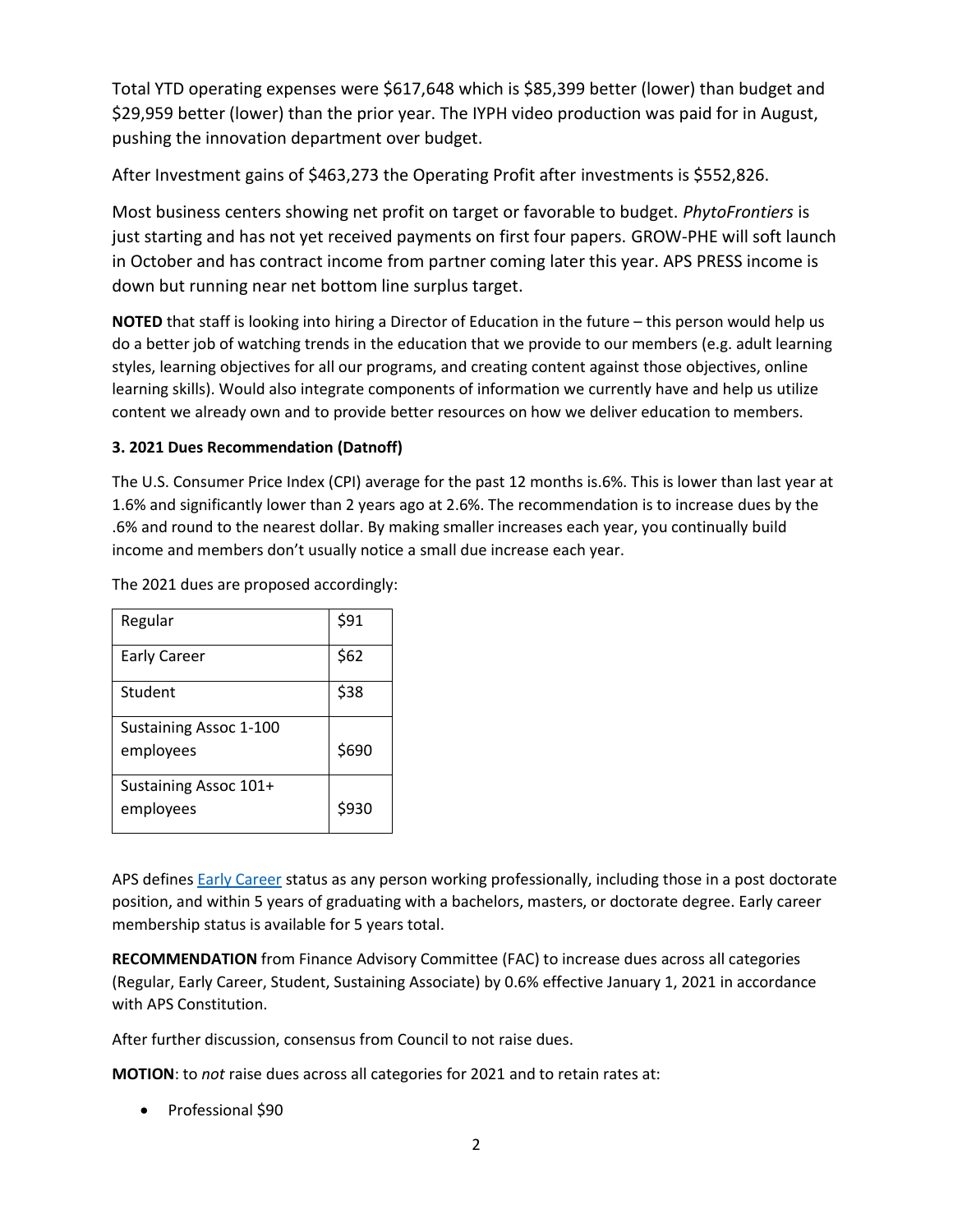Total YTD operating expenses were $617,648 which is $85,399 better (lower) than budget and $29,959 better (lower) than the prior year. The IYPH video production was paid for in August, pushing the innovation department over budget.

After Investment gains of $463,273 the Operating Profit after investments is $552,826.

Most business centers showing net profit on target or favorable to budget. *PhytoFrontiers* is just starting and has not yet received payments on first four papers. GROW-PHE will soft launch in October and has contract income from partner coming later this year. APS PRESS income is down but running near net bottom line surplus target.

**NOTED** that staff is looking into hiring a Director of Education in the future – this person would help us do a better job of watching trends in the education that we provide to our members (e.g. adult learning styles, learning objectives for all our programs, and creating content against those objectives, online learning skills). Would also integrate components of information we currently have and help us utilize content we already own and to provide better resources on how we deliver education to members.

**3. 2021 Dues Recommendation (Datnoff)**

The U.S. Consumer Price Index (CPI) average for the past 12 months is.6%. This is lower than last year at 1.6% and significantly lower than 2 years ago at 2.6%. The recommendation is to increase dues by the .6% and round to the nearest dollar. By making smaller increases each year, you continually build income and members don't usually notice a small due increase each year.

The 2021 dues are proposed accordingly:

| | |
|---|---|
| Regular | $91 |
| Early Career | $62 |
| Student | $38 |
| Sustaining Assoc 1-100 employees | $690 |
| Sustaining Assoc 101+ employees | $930 |

APS defines Early Career status as any person working professionally, including those in a post doctorate position, and within 5 years of graduating with a bachelors, masters, or doctorate degree. Early career membership status is available for 5 years total.

**RECOMMENDATION** from Finance Advisory Committee (FAC) to increase dues across all categories (Regular, Early Career, Student, Sustaining Associate) by 0.6% effective January 1, 2021 in accordance with APS Constitution.

After further discussion, consensus from Council to not raise dues.

**MOTION**: to *not* raise dues across all categories for 2021 and to retain rates at:

- Professional $90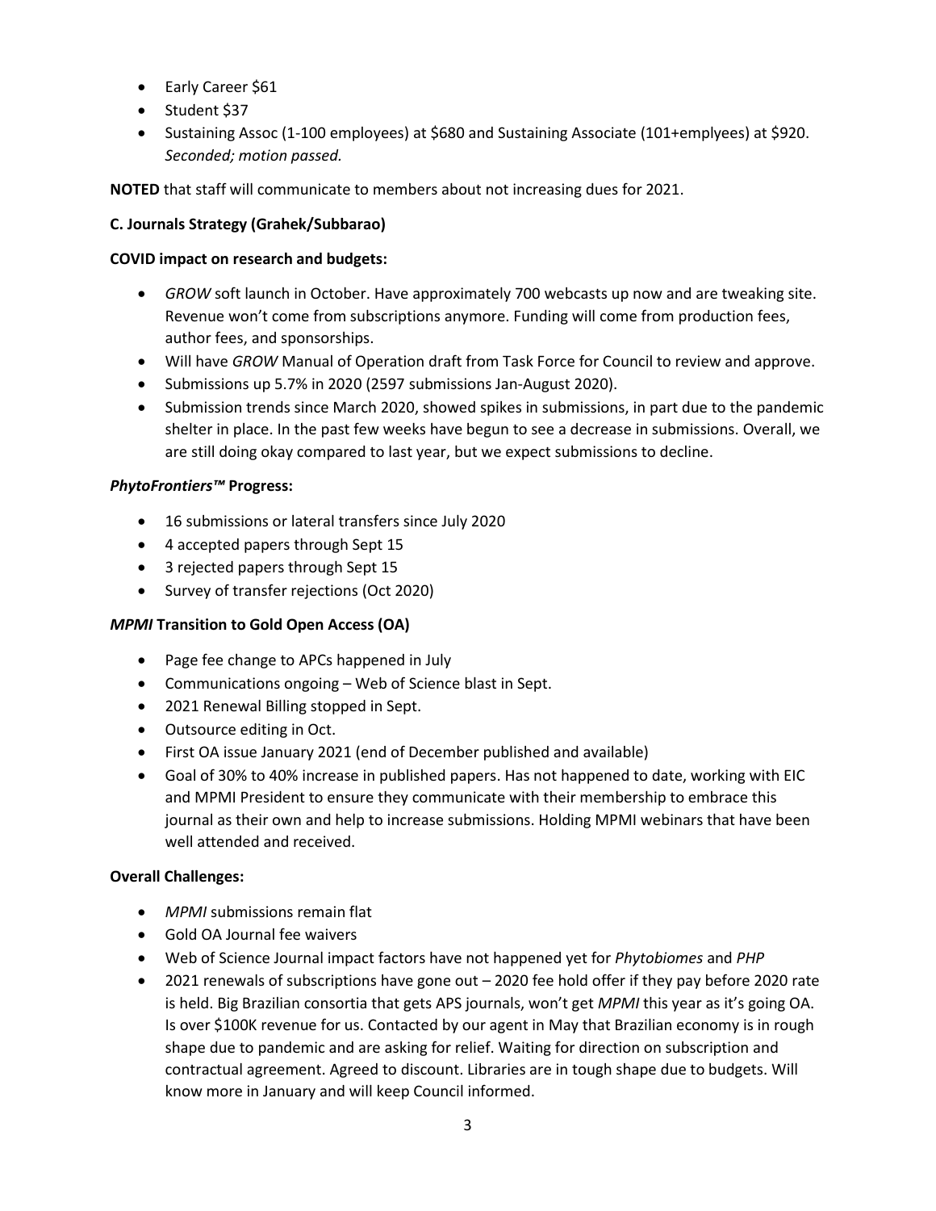- Early Career $61
- Student $37
- Sustaining Assoc (1-100 employees) at $680 and Sustaining Associate (101+emplyees) at $920. *Seconded; motion passed.*

**NOTED** that staff will communicate to members about not increasing dues for 2021.

**C. Journals Strategy (Grahek/Subbarao)**

**COVID impact on research and budgets:**

- *GROW* soft launch in October. Have approximately 700 webcasts up now and are tweaking site. Revenue won't come from subscriptions anymore. Funding will come from production fees, author fees, and sponsorships.
- Will have *GROW* Manual of Operation draft from Task Force for Council to review and approve.
- Submissions up 5.7% in 2020 (2597 submissions Jan-August 2020).
- Submission trends since March 2020, showed spikes in submissions, in part due to the pandemic shelter in place. In the past few weeks have begun to see a decrease in submissions. Overall, we are still doing okay compared to last year, but we expect submissions to decline.

***PhytoFrontiers™* Progress:**

- 16 submissions or lateral transfers since July 2020
- 4 accepted papers through Sept 15
- 3 rejected papers through Sept 15
- Survey of transfer rejections (Oct 2020)

***MPMI* Transition to Gold Open Access (OA)**

- Page fee change to APCs happened in July
- Communications ongoing – Web of Science blast in Sept.
- 2021 Renewal Billing stopped in Sept.
- Outsource editing in Oct.
- First OA issue January 2021 (end of December published and available)
- Goal of 30% to 40% increase in published papers. Has not happened to date, working with EIC and MPMI President to ensure they communicate with their membership to embrace this journal as their own and help to increase submissions. Holding MPMI webinars that have been well attended and received.

**Overall Challenges:**

- *MPMI* submissions remain flat
- Gold OA Journal fee waivers
- Web of Science Journal impact factors have not happened yet for *Phytobiomes* and *PHP*
- 2021 renewals of subscriptions have gone out – 2020 fee hold offer if they pay before 2020 rate is held. Big Brazilian consortia that gets APS journals, won't get *MPMI* this year as it's going OA. Is over $100K revenue for us. Contacted by our agent in May that Brazilian economy is in rough shape due to pandemic and are asking for relief. Waiting for direction on subscription and contractual agreement. Agreed to discount. Libraries are in tough shape due to budgets. Will know more in January and will keep Council informed.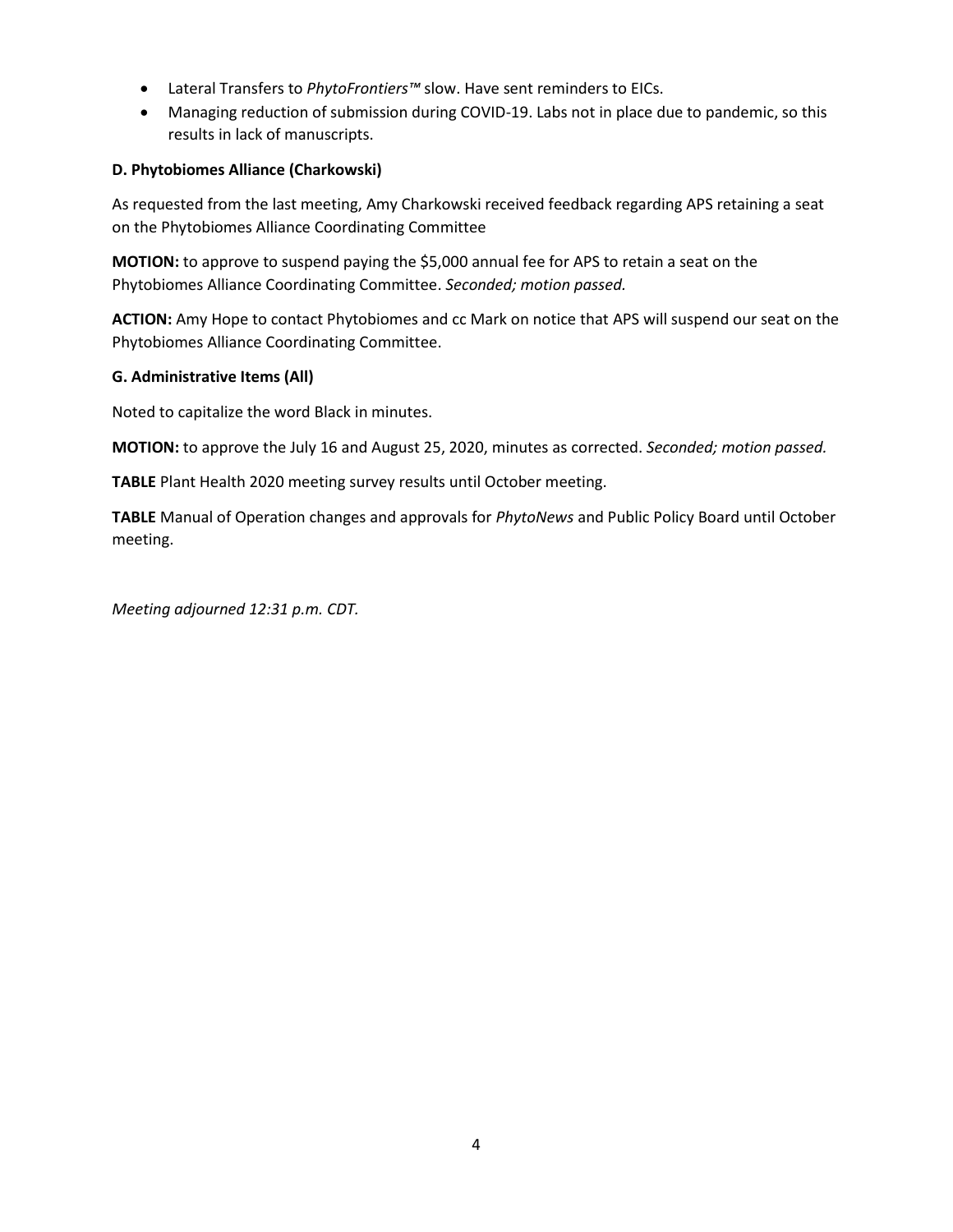- Lateral Transfers to *PhytoFrontiers™* slow. Have sent reminders to EICs.
- Managing reduction of submission during COVID-19. Labs not in place due to pandemic, so this results in lack of manuscripts.

**D. Phytobiomes Alliance (Charkowski)**

As requested from the last meeting, Amy Charkowski received feedback regarding APS retaining a seat on the Phytobiomes Alliance Coordinating Committee

**MOTION:** to approve to suspend paying the $5,000 annual fee for APS to retain a seat on the Phytobiomes Alliance Coordinating Committee. *Seconded; motion passed.*

**ACTION:** Amy Hope to contact Phytobiomes and cc Mark on notice that APS will suspend our seat on the Phytobiomes Alliance Coordinating Committee.

**G. Administrative Items (All)**

Noted to capitalize the word Black in minutes.

**MOTION:** to approve the July 16 and August 25, 2020, minutes as corrected. *Seconded; motion passed.*

**TABLE** Plant Health 2020 meeting survey results until October meeting.

**TABLE** Manual of Operation changes and approvals for *PhytoNews* and Public Policy Board until October meeting.

*Meeting adjourned 12:31 p.m. CDT.*